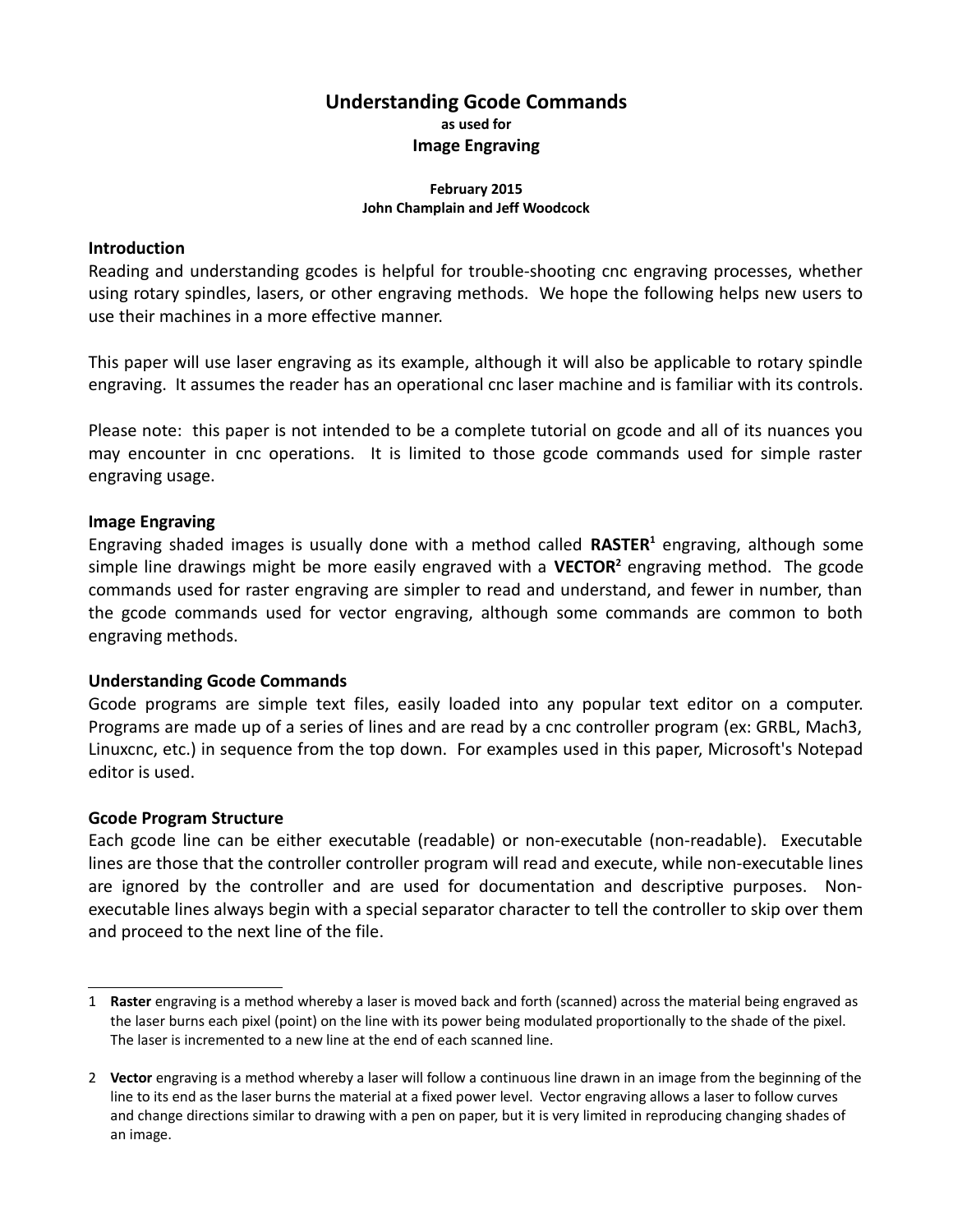# Understanding Gcode Commands

**as used for**

**Image Engraving**

**February 2015**
**John Champlain and Jeff Woodcock**

## Introduction

Reading and understanding gcodes is helpful for trouble-shooting cnc engraving processes, whether using rotary spindles, lasers, or other engraving methods. We hope the following helps new users to use their machines in a more effective manner.

This paper will use laser engraving as its example, although it will also be applicable to rotary spindle engraving. It assumes the reader has an operational cnc laser machine and is familiar with its controls.

Please note: this paper is not intended to be a complete tutorial on gcode and all of its nuances you may encounter in cnc operations. It is limited to those gcode commands used for simple raster engraving usage.

## Image Engraving

Engraving shaded images is usually done with a method called **RASTER**[1] engraving, although some simple line drawings might be more easily engraved with a **VECTOR**[2] engraving method. The gcode commands used for raster engraving are simpler to read and understand, and fewer in number, than the gcode commands used for vector engraving, although some commands are common to both engraving methods.

## Understanding Gcode Commands

Gcode programs are simple text files, easily loaded into any popular text editor on a computer. Programs are made up of a series of lines and are read by a cnc controller program (ex: GRBL, Mach3, Linuxcnc, etc.) in sequence from the top down. For examples used in this paper, Microsoft's Notepad editor is used.

## Gcode Program Structure

Each gcode line can be either executable (readable) or non-executable (non-readable). Executable lines are those that the controller controller program will read and execute, while non-executable lines are ignored by the controller and are used for documentation and descriptive purposes. Non-executable lines always begin with a special separator character to tell the controller to skip over them and proceed to the next line of the file.

---

1 **Raster** engraving is a method whereby a laser is moved back and forth (scanned) across the material being engraved as the laser burns each pixel (point) on the line with its power being modulated proportionally to the shade of the pixel. The laser is incremented to a new line at the end of each scanned line.

2 **Vector** engraving is a method whereby a laser will follow a continuous line drawn in an image from the beginning of the line to its end as the laser burns the material at a fixed power level. Vector engraving allows a laser to follow curves and change directions similar to drawing with a pen on paper, but it is very limited in reproducing changing shades of an image.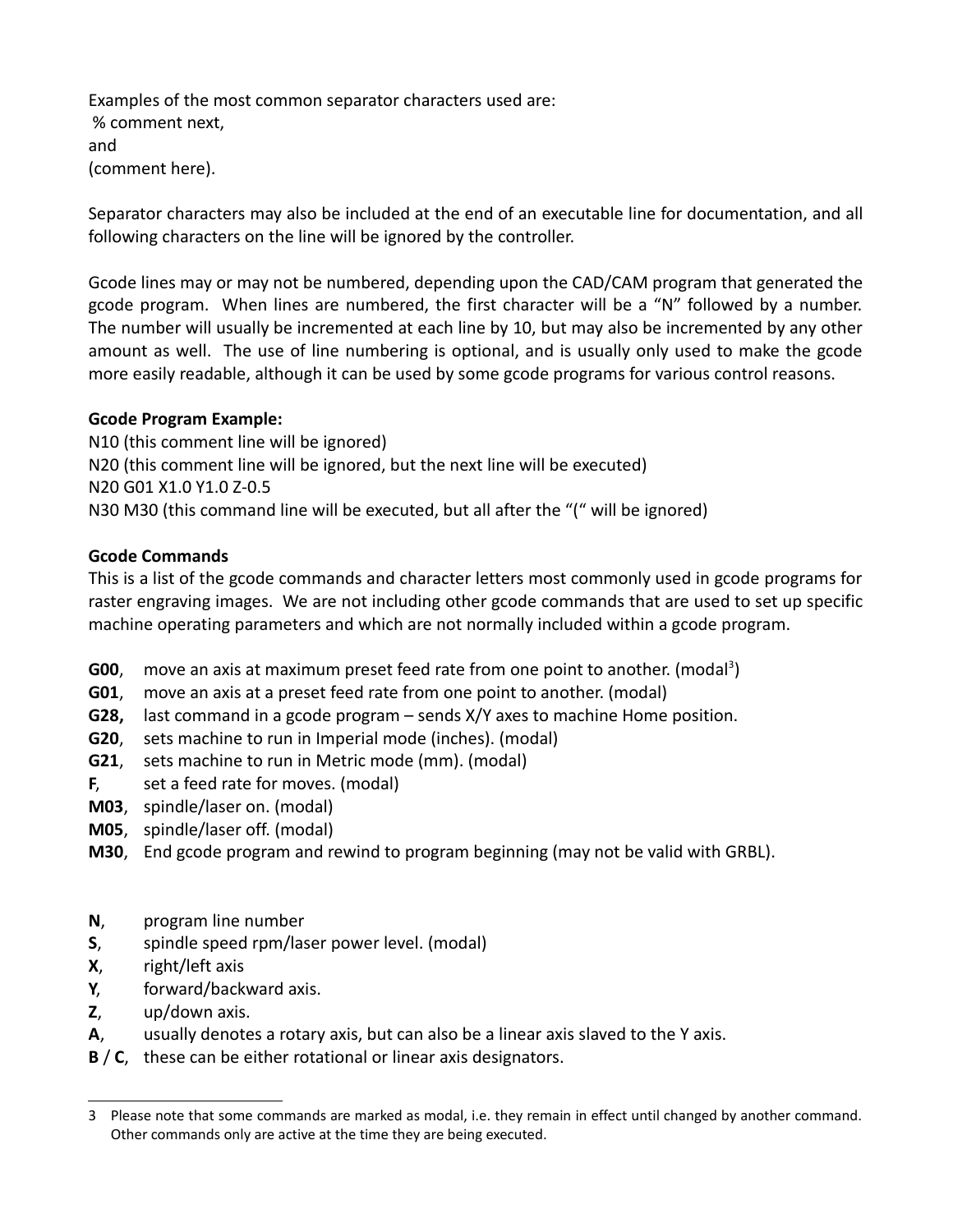Examples of the most common separator characters used are:
 % comment next,
and
(comment here).

Separator characters may also be included at the end of an executable line for documentation, and all following characters on the line will be ignored by the controller.

Gcode lines may or may not be numbered, depending upon the CAD/CAM program that generated the gcode program. When lines are numbered, the first character will be a "N" followed by a number. The number will usually be incremented at each line by 10, but may also be incremented by any other amount as well. The use of line numbering is optional, and is usually only used to make the gcode more easily readable, although it can be used by some gcode programs for various control reasons.

**Gcode Program Example:**

```
N10 (this comment line will be ignored)
N20 (this comment line will be ignored, but the next line will be executed)
N20 G01 X1.0 Y1.0 Z-0.5
N30 M30 (this command line will be executed, but all after the "(" will be ignored)
```

**Gcode Commands**

This is a list of the gcode commands and character letters most commonly used in gcode programs for raster engraving images. We are not including other gcode commands that are used to set up specific machine operating parameters and which are not normally included within a gcode program.

- **G00**, move an axis at maximum preset feed rate from one point to another. (modal[3])
- **G01**, move an axis at a preset feed rate from one point to another. (modal)
- **G28,** last command in a gcode program – sends X/Y axes to machine Home position.
- **G20**, sets machine to run in Imperial mode (inches). (modal)
- **G21**, sets machine to run in Metric mode (mm). (modal)
- **F**, set a feed rate for moves. (modal)
- **M03**, spindle/laser on. (modal)
- **M05**, spindle/laser off. (modal)
- **M30**, End gcode program and rewind to program beginning (may not be valid with GRBL).

- **N**, program line number
- **S**, spindle speed rpm/laser power level. (modal)
- **X**, right/left axis
- **Y**, forward/backward axis.
- **Z**, up/down axis.
- **A**, usually denotes a rotary axis, but can also be a linear axis slaved to the Y axis.
- **B** / **C**, these can be either rotational or linear axis designators.

---

3 Please note that some commands are marked as modal, i.e. they remain in effect until changed by another command. Other commands only are active at the time they are being executed.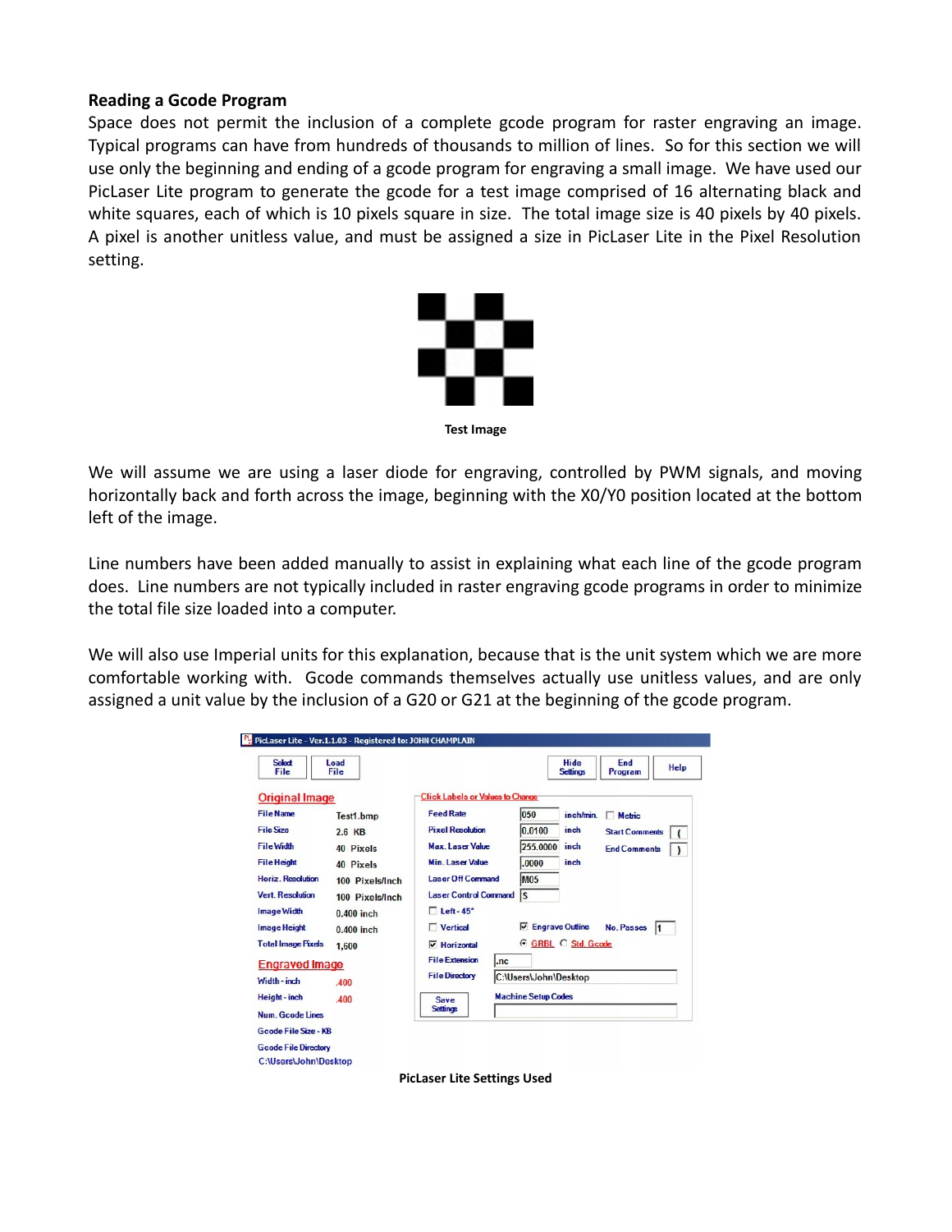### Reading a Gcode Program

Space does not permit the inclusion of a complete gcode program for raster engraving an image. Typical programs can have from hundreds of thousands to million of lines. So for this section we will use only the beginning and ending of a gcode program for engraving a small image. We have used our PicLaser Lite program to generate the gcode for a test image comprised of 16 alternating black and white squares, each of which is 10 pixels square in size. The total image size is 40 pixels by 40 pixels. A pixel is another unitless value, and must be assigned a size in PicLaser Lite in the Pixel Resolution setting.

**Test Image**

We will assume we are using a laser diode for engraving, controlled by PWM signals, and moving horizontally back and forth across the image, beginning with the X0/Y0 position located at the bottom left of the image.

Line numbers have been added manually to assist in explaining what each line of the gcode program does. Line numbers are not typically included in raster engraving gcode programs in order to minimize the total file size loaded into a computer.

We will also use Imperial units for this explanation, because that is the unit system which we are more comfortable working with. Gcode commands themselves actually use unitless values, and are only assigned a unit value by the inclusion of a G20 or G21 at the beginning of the gcode program.

**PicLaser Lite Settings Used**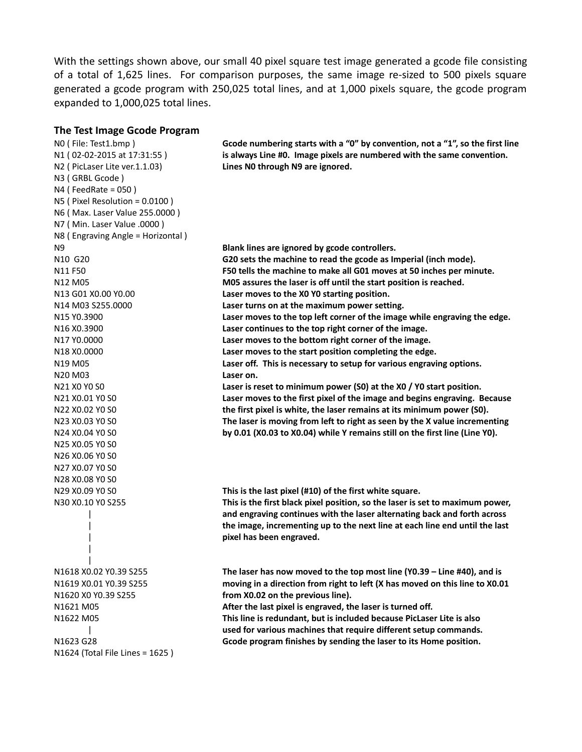With the settings shown above, our small 40 pixel square test image generated a gcode file consisting of a total of 1,625 lines. For comparison purposes, the same image re-sized to 500 pixels square generated a gcode program with 250,025 total lines, and at 1,000 pixels square, the gcode program expanded to 1,000,025 total lines.

### The Test Image Gcode Program

| Gcode | Comment |
|---|---|
| N0 ( File: Test1.bmp ) | **Gcode numbering starts with a "0" by convention, not a "1", so the first line is always Line #0. Image pixels are numbered with the same convention. Lines N0 through N9 are ignored.** |
| N1 ( 02-02-2015 at 17:31:55 ) | |
| N2 ( PicLaser Lite ver.1.1.03) | |
| N3 ( GRBL Gcode ) | |
| N4 ( FeedRate = 050 ) | |
| N5 ( Pixel Resolution = 0.0100 ) | |
| N6 ( Max. Laser Value 255.0000 ) | |
| N7 ( Min. Laser Value .0000 ) | |
| N8 ( Engraving Angle = Horizontal ) | |
| N9 | **Blank lines are ignored by gcode controllers.** |
| N10 G20 | **G20 sets the machine to read the gcode as Imperial (inch mode).** |
| N11 F50 | **F50 tells the machine to make all G01 moves at 50 inches per minute.** |
| N12 M05 | **M05 assures the laser is off until the start position is reached.** |
| N13 G01 X0.00 Y0.00 | **Laser moves to the X0 Y0 starting position.** |
| N14 M03 S255.0000 | **Laser turns on at the maximum power setting.** |
| N15 Y0.3900 | **Laser moves to the top left corner of the image while engraving the edge.** |
| N16 X0.3900 | **Laser continues to the top right corner of the image.** |
| N17 Y0.0000 | **Laser moves to the bottom right corner of the image.** |
| N18 X0.0000 | **Laser moves to the start position completing the edge.** |
| N19 M05 | **Laser off. This is necessary to setup for various engraving options.** |
| N20 M03 | **Laser on.** |
| N21 X0 Y0 S0 | **Laser is reset to minimum power (S0) at the X0 / Y0 start position.** |
| N21 X0.01 Y0 S0 | **Laser moves to the first pixel of the image and begins engraving. Because the first pixel is white, the laser remains at its minimum power (S0). The laser is moving from left to right as seen by the X value incrementing by 0.01 (X0.03 to X0.04) while Y remains still on the first line (Line Y0).** |
| N22 X0.02 Y0 S0 | |
| N23 X0.03 Y0 S0 | |
| N24 X0.04 Y0 S0 | |
| N25 X0.05 Y0 S0 | |
| N26 X0.06 Y0 S0 | |
| N27 X0.07 Y0 S0 | |
| N28 X0.08 Y0 S0 | |
| N29 X0.09 Y0 S0 | **This is the last pixel (#10) of the first white square.** |
| N30 X0.10 Y0 S255 | **This is the first black pixel position, so the laser is set to maximum power, and engraving continues with the laser alternating back and forth across the image, incrementing up to the next line at each line end until the last pixel has been engraved.** |
| \| | |
| \| | |
| \| | |
| \| | |
| \| | |
| N1618 X0.02 Y0.39 S255 | **The laser has now moved to the top most line (Y0.39 – Line #40), and is moving in a direction from right to left (X has moved on this line to X0.01 from X0.02 on the previous line).** |
| N1619 X0.01 Y0.39 S255 | |
| N1620 X0 Y0.39 S255 | |
| N1621 M05 | **After the last pixel is engraved, the laser is turned off.** |
| N1622 M05 | **This line is redundant, but is included because PicLaser Lite is also used for various machines that require different setup commands.** |
| \| | |
| N1623 G28 | **Gcode program finishes by sending the laser to its Home position.** |
| N1624 (Total File Lines = 1625 ) | |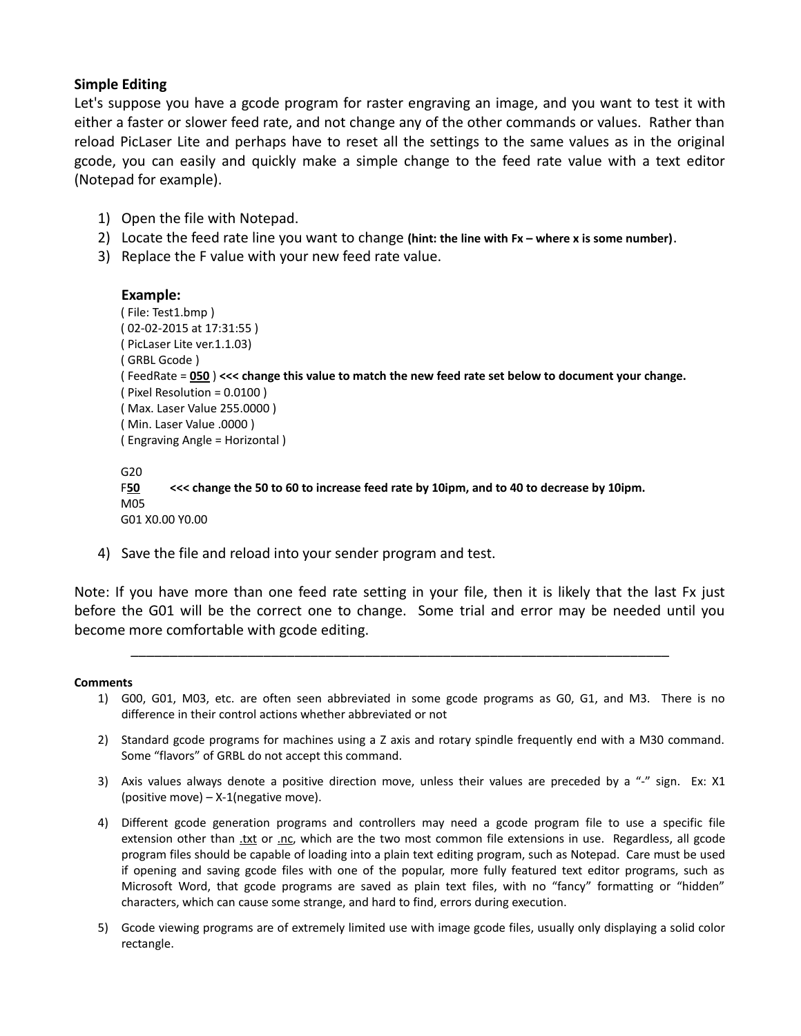## Simple Editing

Let's suppose you have a gcode program for raster engraving an image, and you want to test it with either a faster or slower feed rate, and not change any of the other commands or values. Rather than reload PicLaser Lite and perhaps have to reset all the settings to the same values as in the original gcode, you can easily and quickly make a simple change to the feed rate value with a text editor (Notepad for example).

1) Open the file with Notepad.
2) Locate the feed rate line you want to change **(hint: the line with Fx – where x is some number)**.
3) Replace the F value with your new feed rate value.

   **Example:**

   ( File: Test1.bmp )
   ( 02-02-2015 at 17:31:55 )
   ( PicLaser Lite ver.1.1.03)
   ( GRBL Gcode )
   ( FeedRate = **<u>050</u>** ) **<<< change this value to match the new feed rate set below to document your change.**
   ( Pixel Resolution = 0.0100 )
   ( Max. Laser Value 255.0000 )
   ( Min. Laser Value .0000 )
   ( Engraving Angle = Horizontal )

   G20
   F**<u>50</u>** **<<< change the 50 to 60 to increase feed rate by 10ipm, and to 40 to decrease by 10ipm.**
   M05
   G01 X0.00 Y0.00

4) Save the file and reload into your sender program and test.

Note: If you have more than one feed rate setting in your file, then it is likely that the last Fx just before the G01 will be the correct one to change. Some trial and error may be needed until you become more comfortable with gcode editing.

---

**Comments**

1) G00, G01, M03, etc. are often seen abbreviated in some gcode programs as G0, G1, and M3. There is no difference in their control actions whether abbreviated or not
2) Standard gcode programs for machines using a Z axis and rotary spindle frequently end with a M30 command. Some "flavors" of GRBL do not accept this command.
3) Axis values always denote a positive direction move, unless their values are preceded by a "-" sign. Ex: X1 (positive move) – X-1(negative move).
4) Different gcode generation programs and controllers may need a gcode program file to use a specific file extension other than <u>.txt</u> or <u>.nc</u>, which are the two most common file extensions in use. Regardless, all gcode program files should be capable of loading into a plain text editing program, such as Notepad. Care must be used if opening and saving gcode files with one of the popular, more fully featured text editor programs, such as Microsoft Word, that gcode programs are saved as plain text files, with no "fancy" formatting or "hidden" characters, which can cause some strange, and hard to find, errors during execution.
5) Gcode viewing programs are of extremely limited use with image gcode files, usually only displaying a solid color rectangle.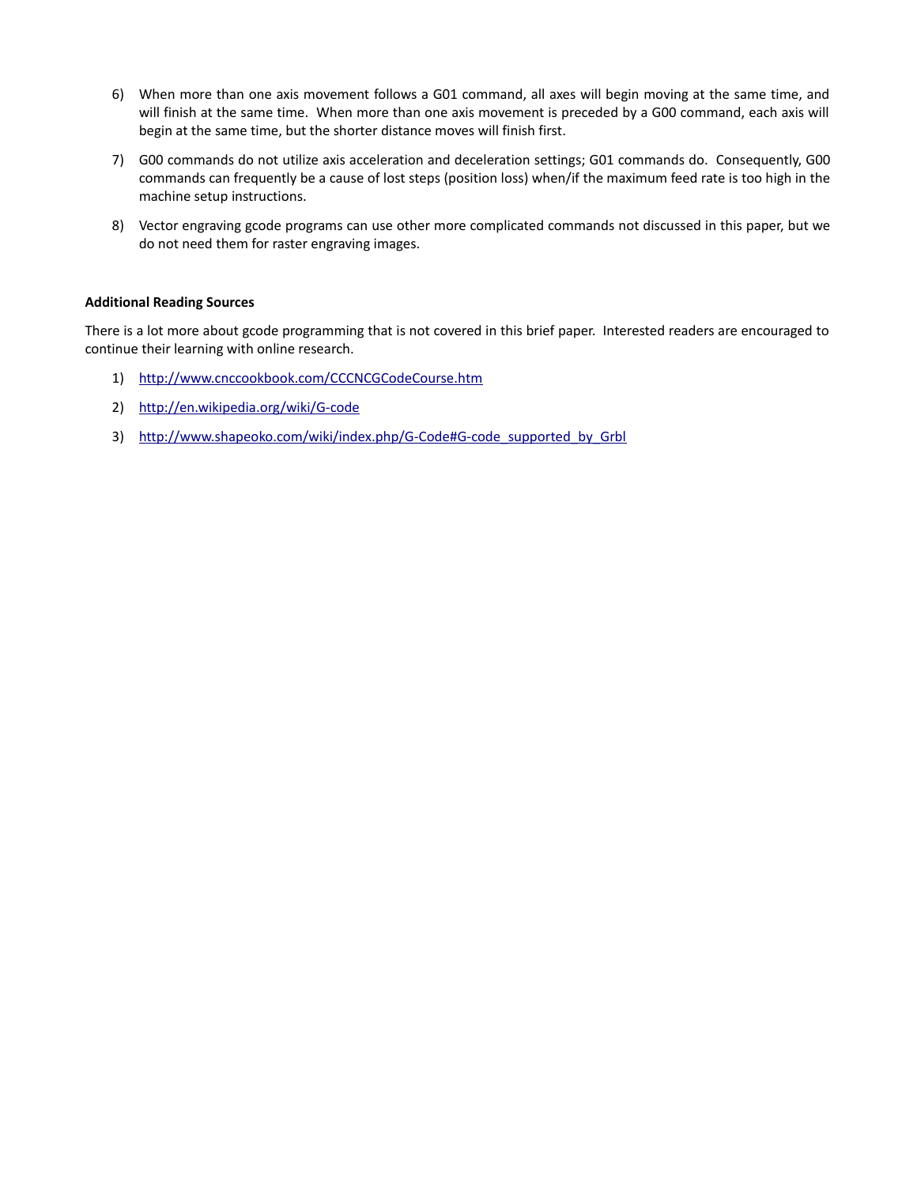6) When more than one axis movement follows a G01 command, all axes will begin moving at the same time, and will finish at the same time. When more than one axis movement is preceded by a G00 command, each axis will begin at the same time, but the shorter distance moves will finish first.

7) G00 commands do not utilize axis acceleration and deceleration settings; G01 commands do. Consequently, G00 commands can frequently be a cause of lost steps (position loss) when/if the maximum feed rate is too high in the machine setup instructions.

8) Vector engraving gcode programs can use other more complicated commands not discussed in this paper, but we do not need them for raster engraving images.

**Additional Reading Sources**

There is a lot more about gcode programming that is not covered in this brief paper. Interested readers are encouraged to continue their learning with online research.

1) http://www.cnccookbook.com/CCCNCGCodeCourse.htm
2) http://en.wikipedia.org/wiki/G-code
3) http://www.shapeoko.com/wiki/index.php/G-Code#G-code_supported_by_Grbl